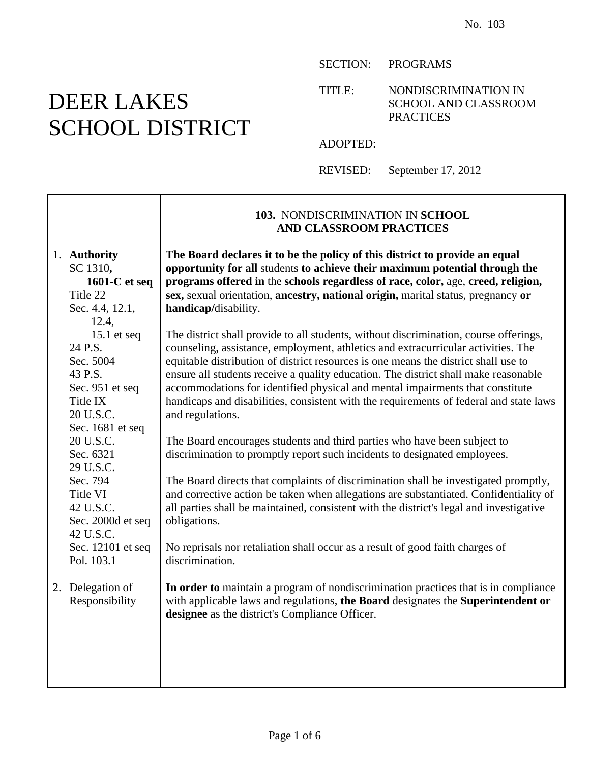No. 103

# DEER LAKES SCHOOL DISTRICT

SECTION: PROGRAMS

TITLE: NONDISCRIMINATION IN SCHOOL AND CLASSROOM PRACTICES

ADOPTED:

REVISED: September 17, 2012

## 103. NONDISCRIMINATION IN **SCHOOL AND CLASSROOM PRACTICES**

**1. Authority**

SC 1310**,**
**1601-C et seq**
Title 22
Sec. 4.4, 12.1, 12.4, 15.1 et seq
24 P.S. Sec. 5004
43 P.S. Sec. 951 et seq
Title IX
20 U.S.C. Sec. 1681 et seq
20 U.S.C. Sec. 6321
29 U.S.C. Sec. 794
Title VI
42 U.S.C. Sec. 2000d et seq
42 U.S.C. Sec. 12101 et seq
Pol. 103.1

**The Board declares it to be the policy of this district to provide an equal opportunity for all** students **to achieve their maximum potential through the programs offered in** the **schools regardless of race, color,** age, **creed, religion, sex,** sexual orientation, **ancestry, national origin,** marital status, pregnancy **or handicap/**disability.

The district shall provide to all students, without discrimination, course offerings, counseling, assistance, employment, athletics and extracurricular activities. The equitable distribution of district resources is one means the district shall use to ensure all students receive a quality education. The district shall make reasonable accommodations for identified physical and mental impairments that constitute handicaps and disabilities, consistent with the requirements of federal and state laws and regulations.

The Board encourages students and third parties who have been subject to discrimination to promptly report such incidents to designated employees.

The Board directs that complaints of discrimination shall be investigated promptly, and corrective action be taken when allegations are substantiated. Confidentiality of all parties shall be maintained, consistent with the district's legal and investigative obligations.

No reprisals nor retaliation shall occur as a result of good faith charges of discrimination.

**2. Delegation of Responsibility**

**In order to** maintain a program of nondiscrimination practices that is in compliance with applicable laws and regulations, **the Board** designates the **Superintendent or designee** as the district's Compliance Officer.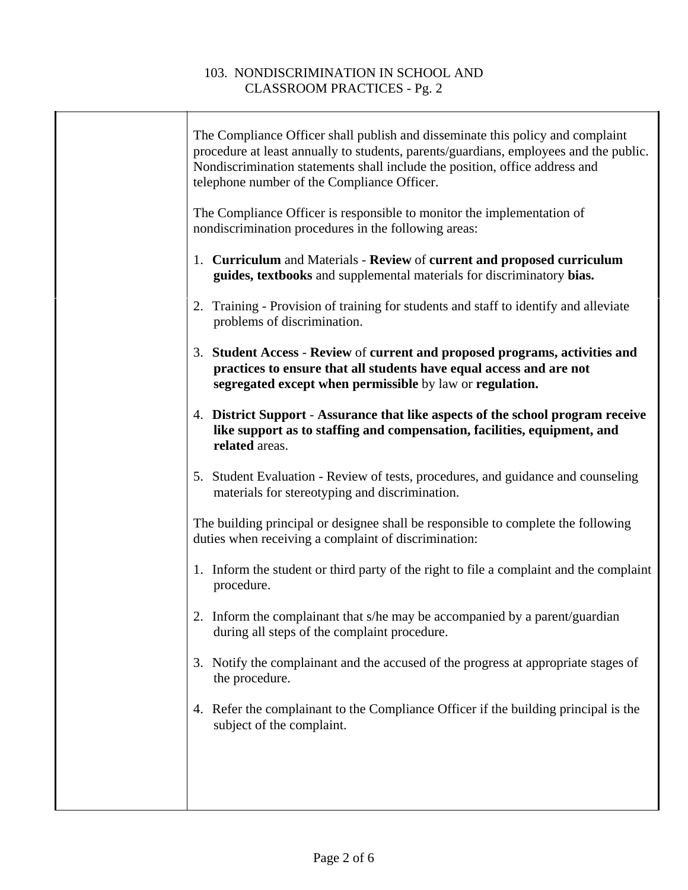The Compliance Officer shall publish and disseminate this policy and complaint procedure at least annually to students, parents/guardians, employees and the public. Nondiscrimination statements shall include the position, office address and telephone number of the Compliance Officer.

The Compliance Officer is responsible to monitor the implementation of nondiscrimination procedures in the following areas:

1. **Curriculum** and Materials - **Review** of **current and proposed curriculum guides, textbooks** and supplemental materials for discriminatory **bias.**

2. Training - Provision of training for students and staff to identify and alleviate problems of discrimination.

3. **Student Access** - **Review** of **current and proposed programs, activities and practices to ensure that all students have equal access and are not segregated except when permissible** by law or **regulation.**

4. **District Support - Assurance that like aspects of the school program receive like support as to staffing and compensation, facilities, equipment, and related** areas.

5. Student Evaluation - Review of tests, procedures, and guidance and counseling materials for stereotyping and discrimination.

The building principal or designee shall be responsible to complete the following duties when receiving a complaint of discrimination:

1. Inform the student or third party of the right to file a complaint and the complaint procedure.

2. Inform the complainant that s/he may be accompanied by a parent/guardian during all steps of the complaint procedure.

3. Notify the complainant and the accused of the progress at appropriate stages of the procedure.

4. Refer the complainant to the Compliance Officer if the building principal is the subject of the complaint.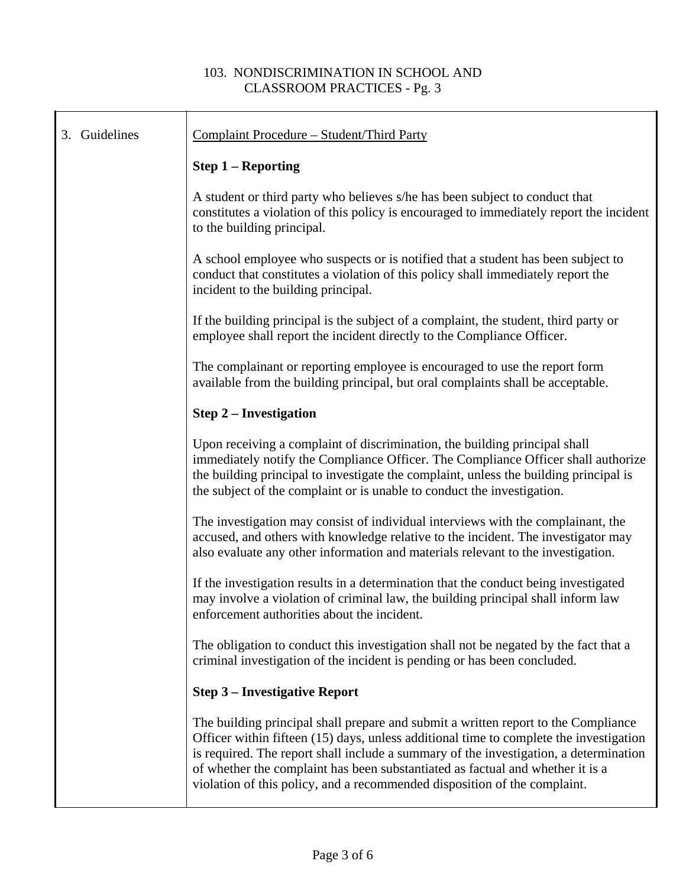3. Guidelines

Complaint Procedure – Student/Third Party

**Step 1 – Reporting**

A student or third party who believes s/he has been subject to conduct that constitutes a violation of this policy is encouraged to immediately report the incident to the building principal.

A school employee who suspects or is notified that a student has been subject to conduct that constitutes a violation of this policy shall immediately report the incident to the building principal.

If the building principal is the subject of a complaint, the student, third party or employee shall report the incident directly to the Compliance Officer.

The complainant or reporting employee is encouraged to use the report form available from the building principal, but oral complaints shall be acceptable.

**Step 2 – Investigation**

Upon receiving a complaint of discrimination, the building principal shall immediately notify the Compliance Officer. The Compliance Officer shall authorize the building principal to investigate the complaint, unless the building principal is the subject of the complaint or is unable to conduct the investigation.

The investigation may consist of individual interviews with the complainant, the accused, and others with knowledge relative to the incident. The investigator may also evaluate any other information and materials relevant to the investigation.

If the investigation results in a determination that the conduct being investigated may involve a violation of criminal law, the building principal shall inform law enforcement authorities about the incident.

The obligation to conduct this investigation shall not be negated by the fact that a criminal investigation of the incident is pending or has been concluded.

**Step 3 – Investigative Report**

The building principal shall prepare and submit a written report to the Compliance Officer within fifteen (15) days, unless additional time to complete the investigation is required. The report shall include a summary of the investigation, a determination of whether the complaint has been substantiated as factual and whether it is a violation of this policy, and a recommended disposition of the complaint.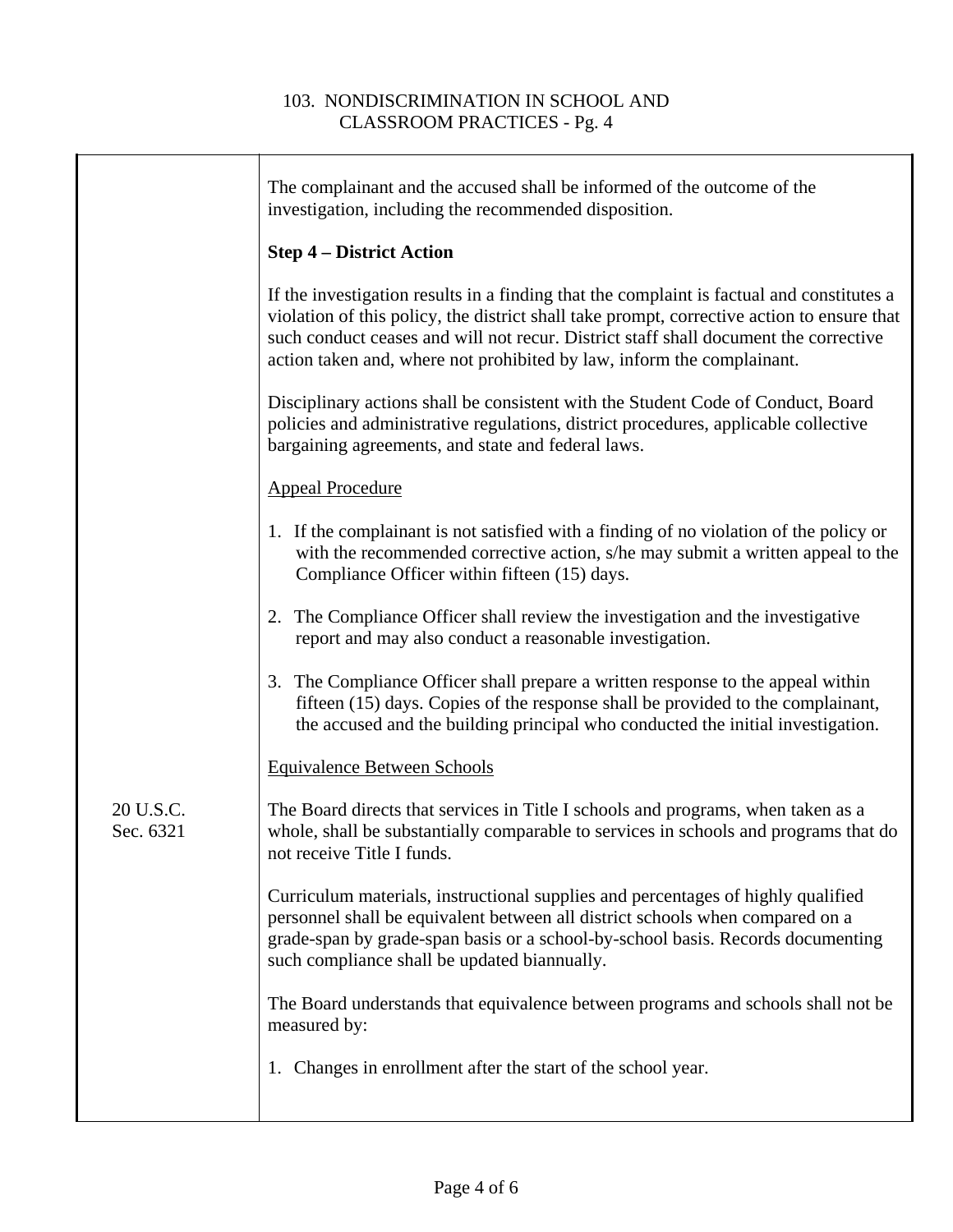The complainant and the accused shall be informed of the outcome of the investigation, including the recommended disposition.

**Step 4 – District Action**

If the investigation results in a finding that the complaint is factual and constitutes a violation of this policy, the district shall take prompt, corrective action to ensure that such conduct ceases and will not recur. District staff shall document the corrective action taken and, where not prohibited by law, inform the complainant.

Disciplinary actions shall be consistent with the Student Code of Conduct, Board policies and administrative regulations, district procedures, applicable collective bargaining agreements, and state and federal laws.

Appeal Procedure

1. If the complainant is not satisfied with a finding of no violation of the policy or with the recommended corrective action, s/he may submit a written appeal to the Compliance Officer within fifteen (15) days.
2. The Compliance Officer shall review the investigation and the investigative report and may also conduct a reasonable investigation.
3. The Compliance Officer shall prepare a written response to the appeal within fifteen (15) days. Copies of the response shall be provided to the complainant, the accused and the building principal who conducted the initial investigation.

Equivalence Between Schools

20 U.S.C. Sec. 6321

The Board directs that services in Title I schools and programs, when taken as a whole, shall be substantially comparable to services in schools and programs that do not receive Title I funds.

Curriculum materials, instructional supplies and percentages of highly qualified personnel shall be equivalent between all district schools when compared on a grade-span by grade-span basis or a school-by-school basis. Records documenting such compliance shall be updated biannually.

The Board understands that equivalence between programs and schools shall not be measured by:

1. Changes in enrollment after the start of the school year.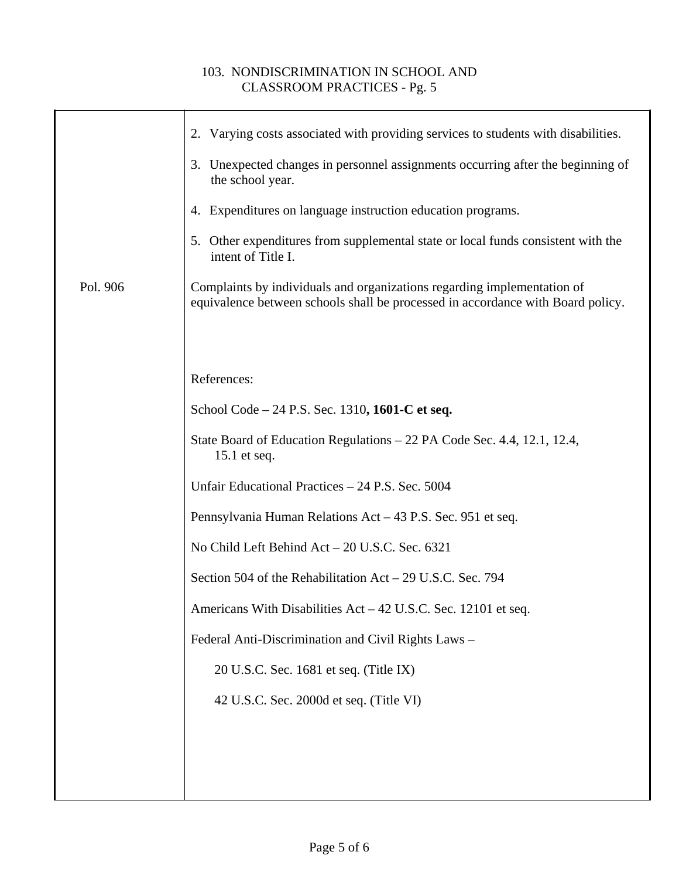2. Varying costs associated with providing services to students with disabilities.

3. Unexpected changes in personnel assignments occurring after the beginning of the school year.

4. Expenditures on language instruction education programs.

5. Other expenditures from supplemental state or local funds consistent with the intent of Title I.

Pol. 906

Complaints by individuals and organizations regarding implementation of equivalence between schools shall be processed in accordance with Board policy.

References:

School Code – 24 P.S. Sec. 1310**, 1601-C et seq.**

State Board of Education Regulations – 22 PA Code Sec. 4.4, 12.1, 12.4, 15.1 et seq.

Unfair Educational Practices – 24 P.S. Sec. 5004

Pennsylvania Human Relations Act – 43 P.S. Sec. 951 et seq.

No Child Left Behind Act – 20 U.S.C. Sec. 6321

Section 504 of the Rehabilitation Act – 29 U.S.C. Sec. 794

Americans With Disabilities Act – 42 U.S.C. Sec. 12101 et seq.

Federal Anti-Discrimination and Civil Rights Laws –

20 U.S.C. Sec. 1681 et seq. (Title IX)

42 U.S.C. Sec. 2000d et seq. (Title VI)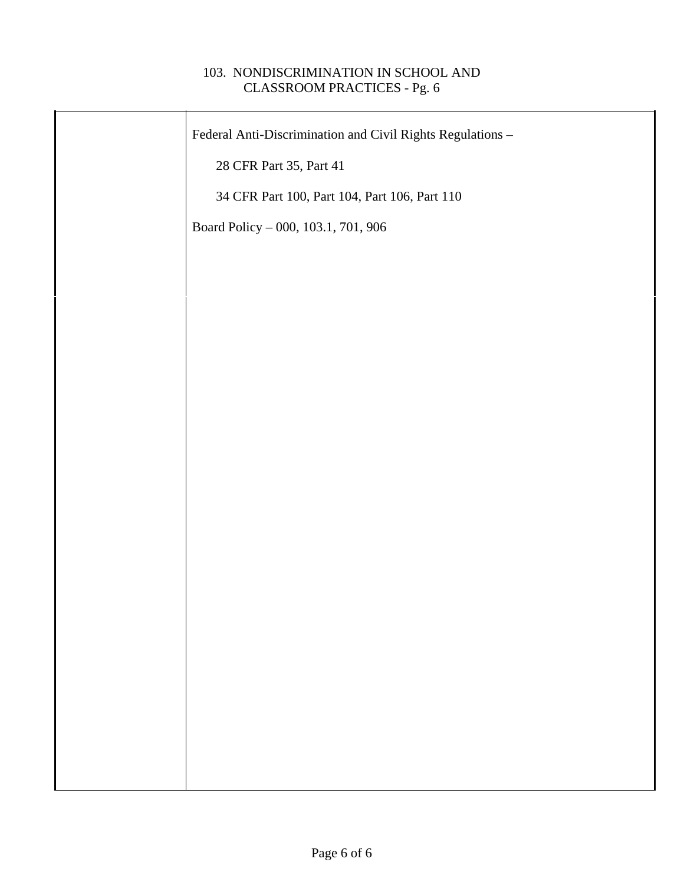Federal Anti-Discrimination and Civil Rights Regulations –

28 CFR Part 35, Part 41

34 CFR Part 100, Part 104, Part 106, Part 110

Board Policy – 000, 103.1, 701, 906